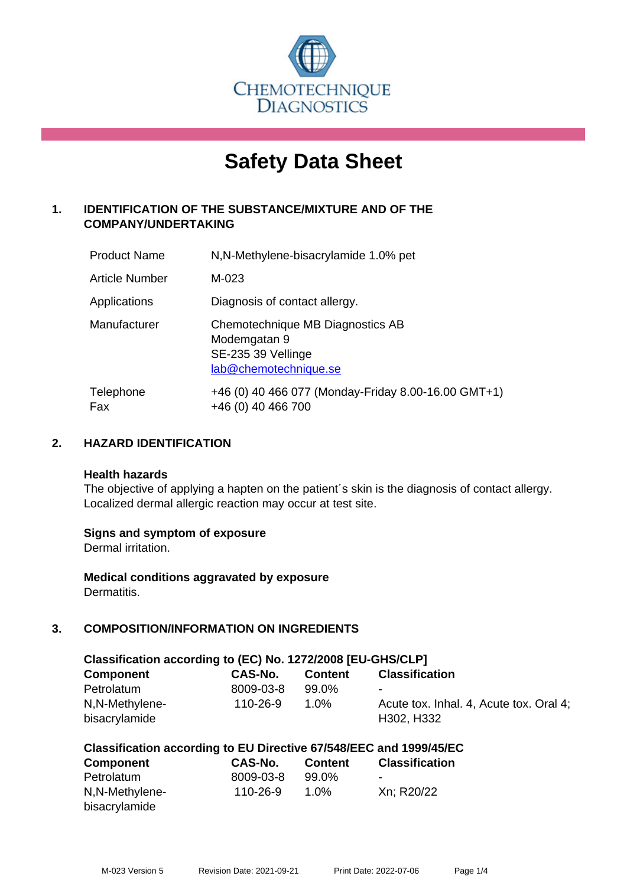CHEMOTECHNIQUE DIAGNOSTICS

# Safety Data Sheet

## 1. IDENTIFICATION OF THE SUBSTANCE/MIXTURE AND OF THE COMPANY/UNDERTAKING

| | |
|---|---|
| Product Name | N,N-Methylene-bisacrylamide 1.0% pet |
| Article Number | M-023 |
| Applications | Diagnosis of contact allergy. |
| Manufacturer | Chemotechnique MB Diagnostics AB<br>Modemgatan 9<br>SE-235 39 Vellinge<br>lab@chemotechnique.se |
| Telephone<br>Fax | +46 (0) 40 466 077 (Monday-Friday 8.00-16.00 GMT+1)<br>+46 (0) 40 466 700 |

## 2. HAZARD IDENTIFICATION

**Health hazards**
The objective of applying a hapten on the patient´s skin is the diagnosis of contact allergy. Localized dermal allergic reaction may occur at test site.

**Signs and symptom of exposure**
Dermal irritation.

**Medical conditions aggravated by exposure**
Dermatitis.

## 3. COMPOSITION/INFORMATION ON INGREDIENTS

**Classification according to (EC) No. 1272/2008 [EU-GHS/CLP]**

| Component | CAS-No. | Content | Classification |
|---|---|---|---|
| Petrolatum | 8009-03-8 | 99.0% | - |
| N,N-Methylene-bisacrylamide | 110-26-9 | 1.0% | Acute tox. Inhal. 4, Acute tox. Oral 4; H302, H332 |

**Classification according to EU Directive 67/548/EEC and 1999/45/EC**

| Component | CAS-No. | Content | Classification |
|---|---|---|---|
| Petrolatum | 8009-03-8 | 99.0% | - |
| N,N-Methylene-bisacrylamide | 110-26-9 | 1.0% | Xn; R20/22 |

M-023 Version 5 Revision Date: 2021-09-21 Print Date: 2022-07-06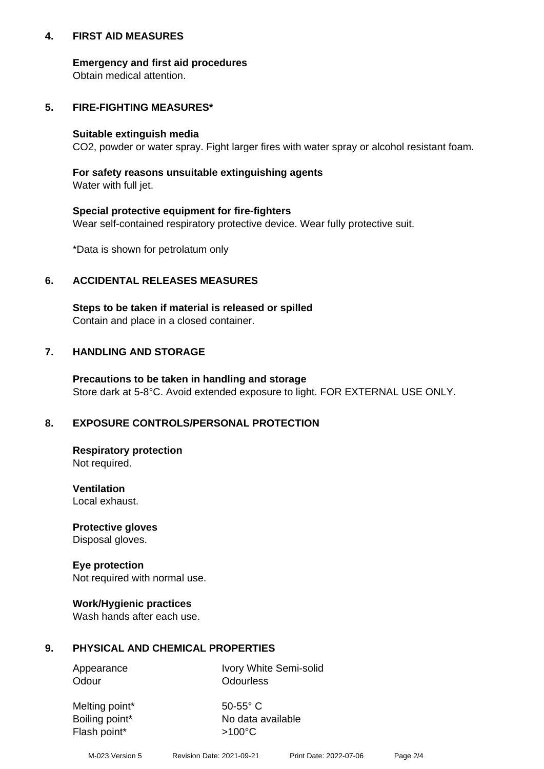## 4. FIRST AID MEASURES

**Emergency and first aid procedures**
Obtain medical attention.

## 5. FIRE-FIGHTING MEASURES*

**Suitable extinguish media**
$CO_2$, powder or water spray. Fight larger fires with water spray or alcohol resistant foam.

**For safety reasons unsuitable extinguishing agents**
Water with full jet.

**Special protective equipment for fire-fighters**
Wear self-contained respiratory protective device. Wear fully protective suit.

*Data is shown for petrolatum only

## 6. ACCIDENTAL RELEASES MEASURES

**Steps to be taken if material is released or spilled**
Contain and place in a closed container.

## 7. HANDLING AND STORAGE

**Precautions to be taken in handling and storage**
Store dark at 5-8°C. Avoid extended exposure to light. FOR EXTERNAL USE ONLY.

## 8. EXPOSURE CONTROLS/PERSONAL PROTECTION

**Respiratory protection**
Not required.

**Ventilation**
Local exhaust.

**Protective gloves**
Disposal gloves.

**Eye protection**
Not required with normal use.

**Work/Hygienic practices**
Wash hands after each use.

## 9. PHYSICAL AND CHEMICAL PROPERTIES

| | |
|---|---|
| Appearance | Ivory White Semi-solid |
| Odour | Odourless |
| Melting point* | 50-55° C |
| Boiling point* | No data available |
| Flash point* | >100°C |

M-023 Version 5 Revision Date: 2021-09-21 Print Date: 2022-07-06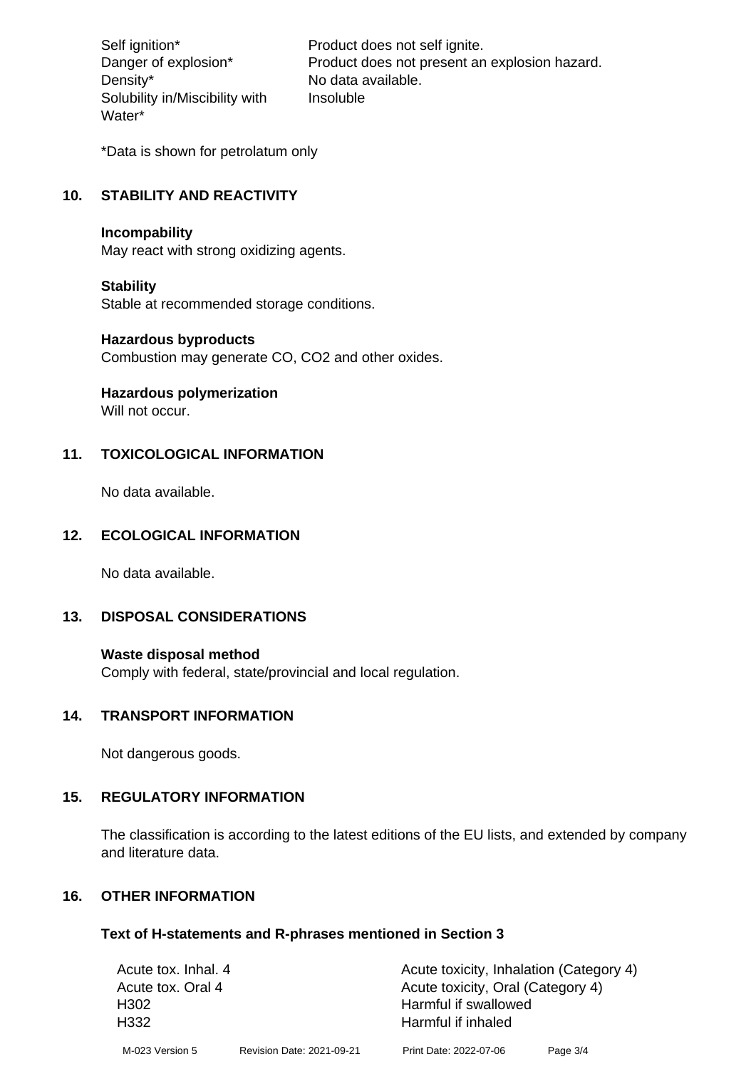| | |
|---|---|
| Self ignition* | Product does not self ignite. |
| Danger of explosion* | Product does not present an explosion hazard. |
| Density* | No data available. |
| Solubility in/Miscibility with Water* | Insoluble |

*Data is shown for petrolatum only

## 10. STABILITY AND REACTIVITY

**Incompability**
May react with strong oxidizing agents.

**Stability**
Stable at recommended storage conditions.

**Hazardous byproducts**
Combustion may generate CO, $CO_2$ and other oxides.

**Hazardous polymerization**
Will not occur.

## 11. TOXICOLOGICAL INFORMATION

No data available.

## 12. ECOLOGICAL INFORMATION

No data available.

## 13. DISPOSAL CONSIDERATIONS

**Waste disposal method**
Comply with federal, state/provincial and local regulation.

## 14. TRANSPORT INFORMATION

Not dangerous goods.

## 15. REGULATORY INFORMATION

The classification is according to the latest editions of the EU lists, and extended by company and literature data.

## 16. OTHER INFORMATION

### Text of H-statements and R-phrases mentioned in Section 3

| | |
|---|---|
| Acute tox. Inhal. 4 | Acute toxicity, Inhalation (Category 4) |
| Acute tox. Oral 4 | Acute toxicity, Oral (Category 4) |
| H302 | Harmful if swallowed |
| H332 | Harmful if inhaled |

M-023 Version 5 Revision Date: 2021-09-21 Print Date: 2022-07-06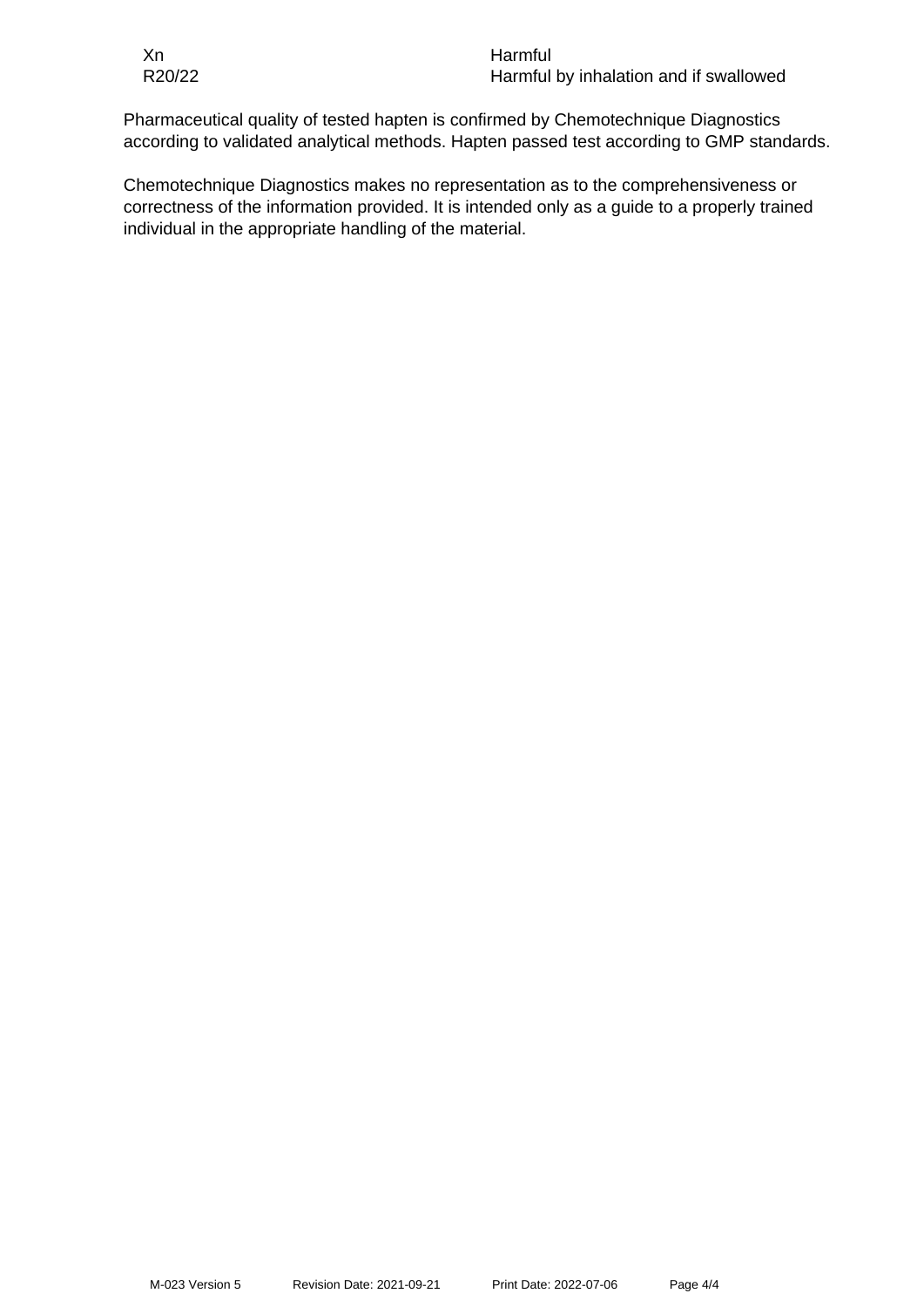| | |
|---|---|
| Xn | Harmful |
| R20/22 | Harmful by inhalation and if swallowed |

Pharmaceutical quality of tested hapten is confirmed by Chemotechnique Diagnostics according to validated analytical methods. Hapten passed test according to GMP standards.

Chemotechnique Diagnostics makes no representation as to the comprehensiveness or correctness of the information provided. It is intended only as a guide to a properly trained individual in the appropriate handling of the material.